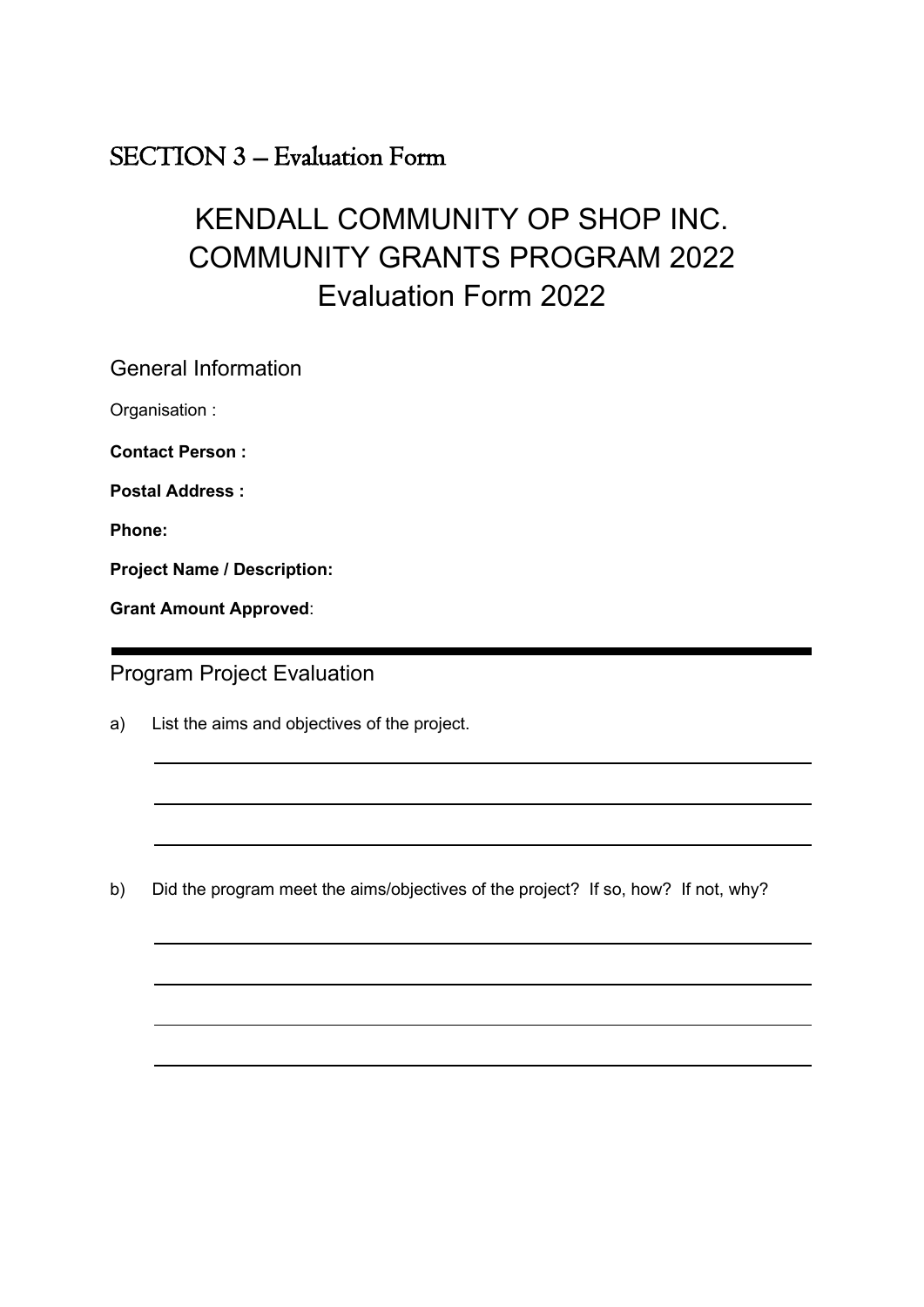## SECTION 3 – Evaluation Form

# KENDALL COMMUNITY OP SHOP INC.
# COMMUNITY GRANTS PROGRAM 2022
# Evaluation Form 2022

### General Information

Organisation :

**Contact Person :**

**Postal Address :**

**Phone:**

**Project Name / Description:**

**Grant Amount Approved**:

---

### Program Project Evaluation

a) List the aims and objectives of the project.

______________________________________________________________

______________________________________________________________

______________________________________________________________

b) Did the program meet the aims/objectives of the project? If so, how? If not, why?

______________________________________________________________

______________________________________________________________

______________________________________________________________

______________________________________________________________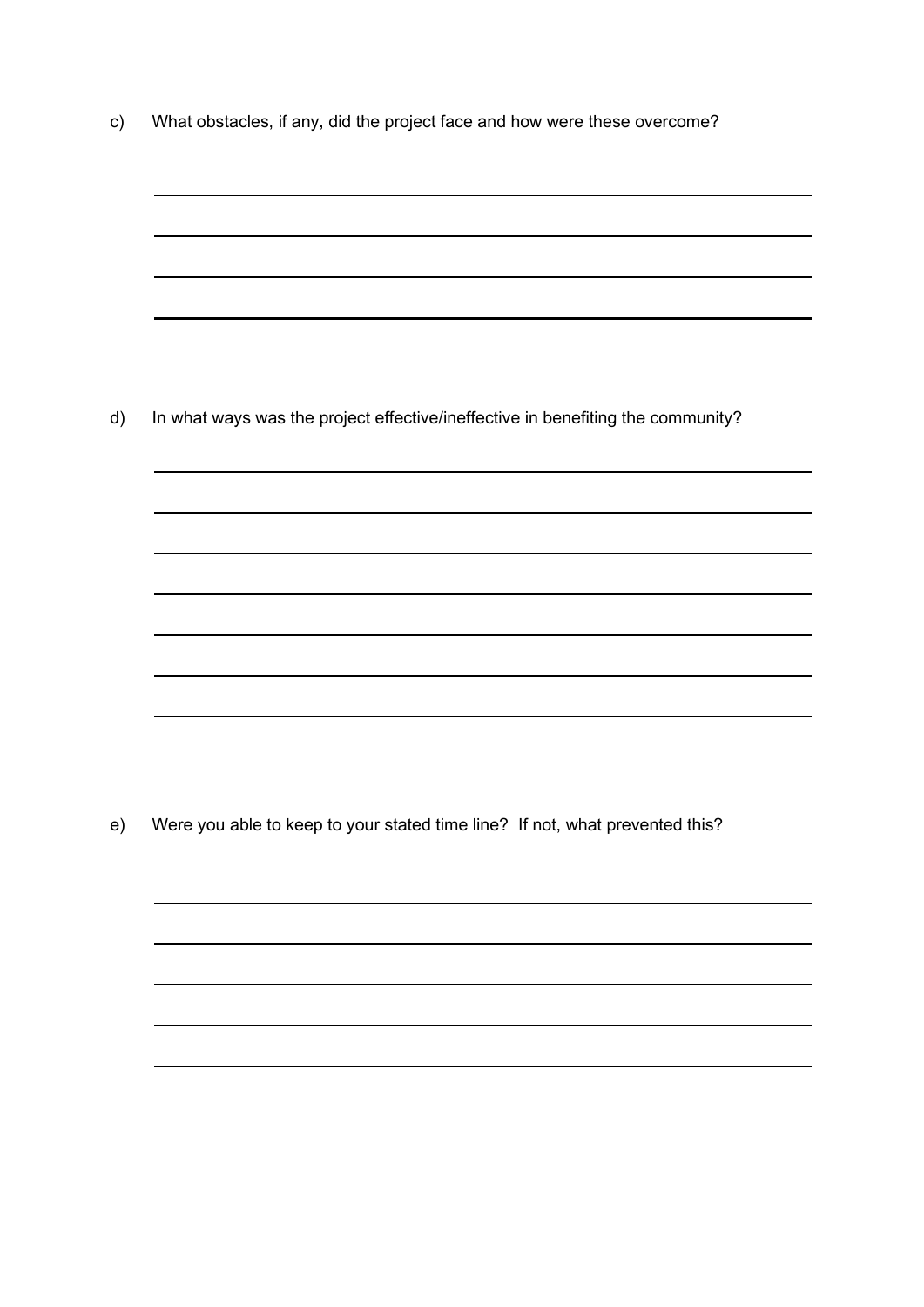c) What obstacles, if any, did the project face and how were these overcome?

d) In what ways was the project effective/ineffective in benefiting the community?

e) Were you able to keep to your stated time line? If not, what prevented this?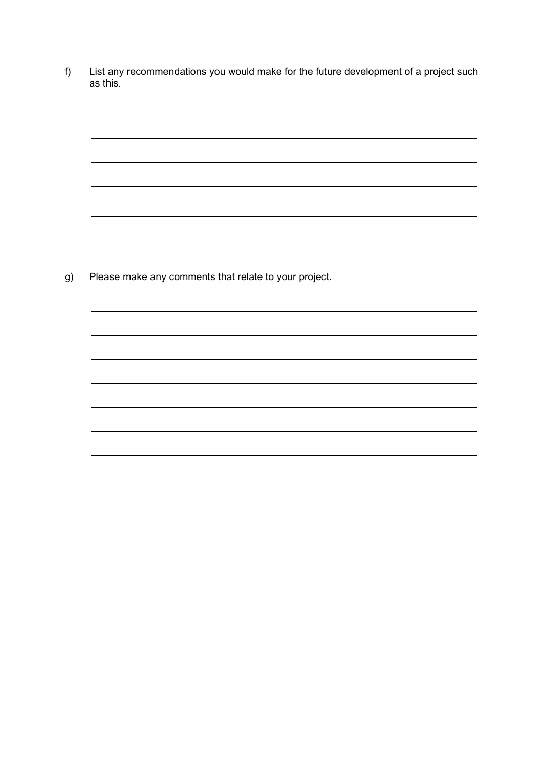f) List any recommendations you would make for the future development of a project such as this.

g) Please make any comments that relate to your project.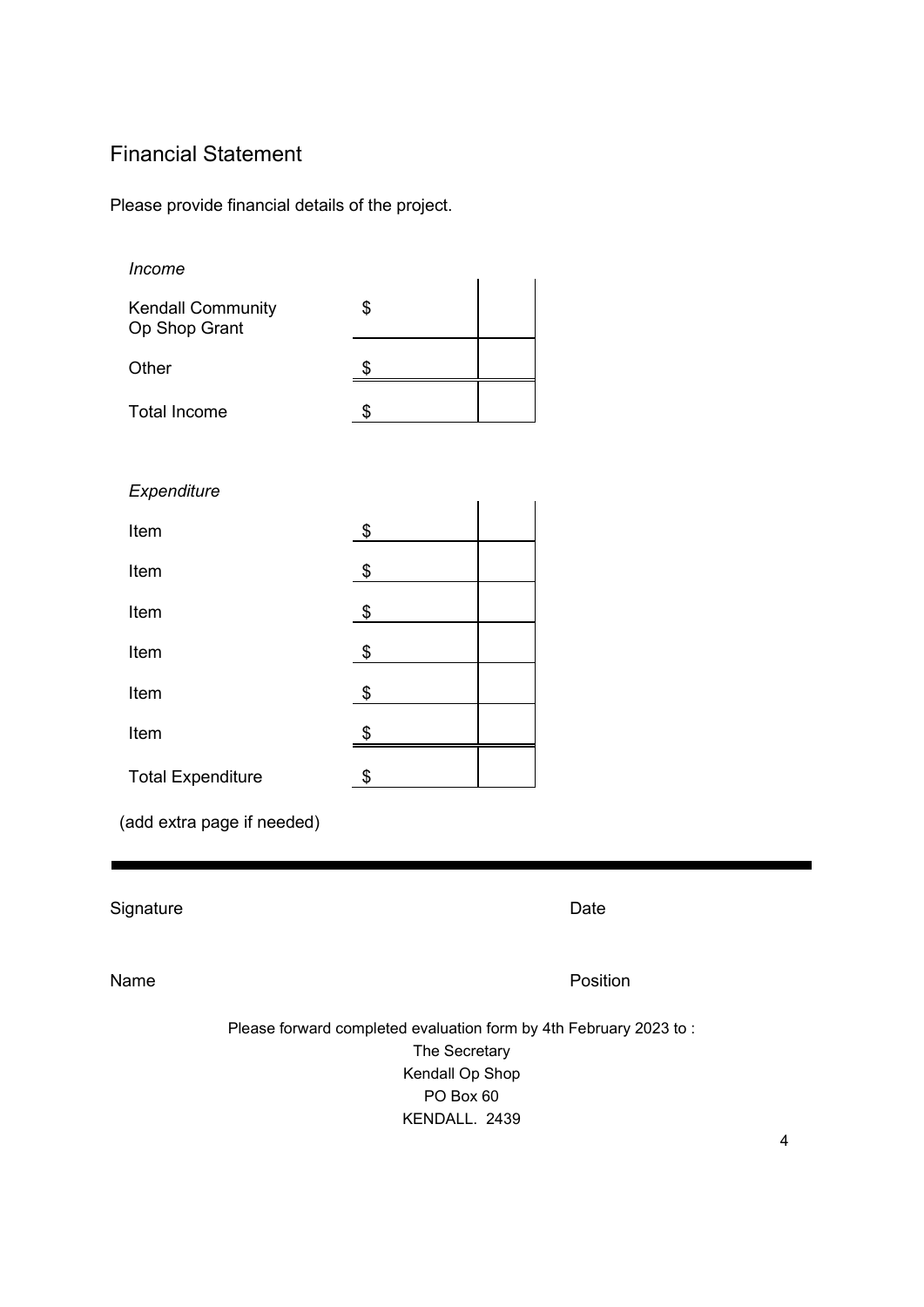## Financial Statement

Please provide financial details of the project.

*Income*

| | | |
|---|---|---|
| Kendall Community Op Shop Grant | $ | |
| Other | $ | |
| Total Income | $ | |

*Expenditure*

| | | |
|---|---|---|
| Item | $ | |
| Item | $ | |
| Item | $ | |
| Item | $ | |
| Item | $ | |
| Item | $ | |
| Total Expenditure | $ | |

(add extra page if needed)

---

Signature　　　　　　　　　　　　　　　　　　　　　　Date

Name　　　　　　　　　　　　　　　　　　　　　　　　Position

Please forward completed evaluation form by 4th February 2023 to :
The Secretary
Kendall Op Shop
PO Box 60
KENDALL. 2439